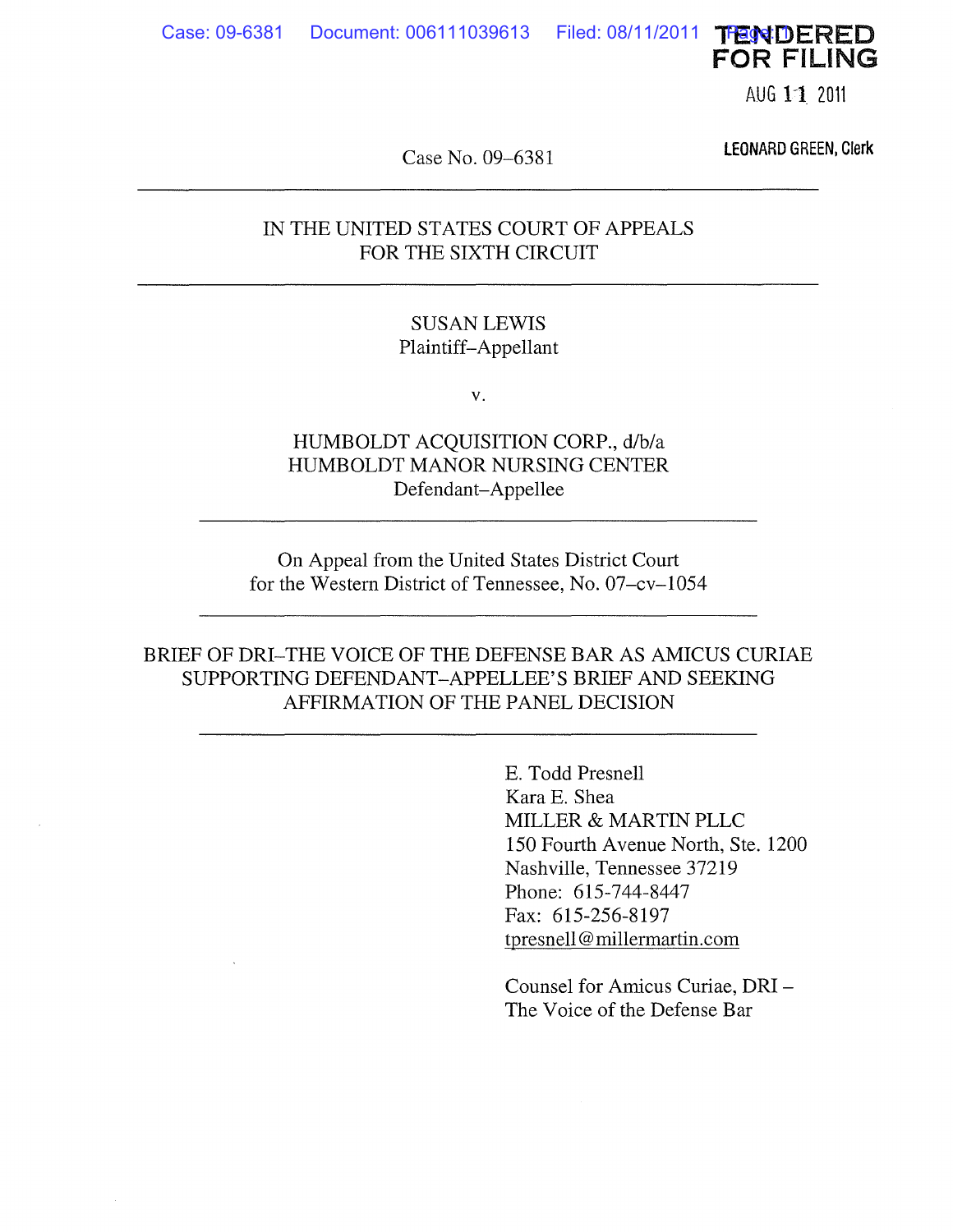TENDERED FOR FILING

AUG 11 2011

LEONARD GREEN, Clerk

Case No. 09–6381

IN THE UNITED STATES COURT OF APPEALS
FOR THE SIXTH CIRCUIT

SUSAN LEWIS
Plaintiff–Appellant

v.

HUMBOLDT ACQUISITION CORP., d/b/a
HUMBOLDT MANOR NURSING CENTER
Defendant–Appellee

On Appeal from the United States District Court
for the Western District of Tennessee, No. 07–cv–1054

BRIEF OF DRI–THE VOICE OF THE DEFENSE BAR AS AMICUS CURIAE SUPPORTING DEFENDANT–APPELLEE'S BRIEF AND SEEKING AFFIRMATION OF THE PANEL DECISION

E. Todd Presnell
Kara E. Shea
MILLER & MARTIN PLLC
150 Fourth Avenue North, Ste. 1200
Nashville, Tennessee 37219
Phone: 615-744-8447
Fax: 615-256-8197
tpresnell@millermartin.com

Counsel for Amicus Curiae, DRI – The Voice of the Defense Bar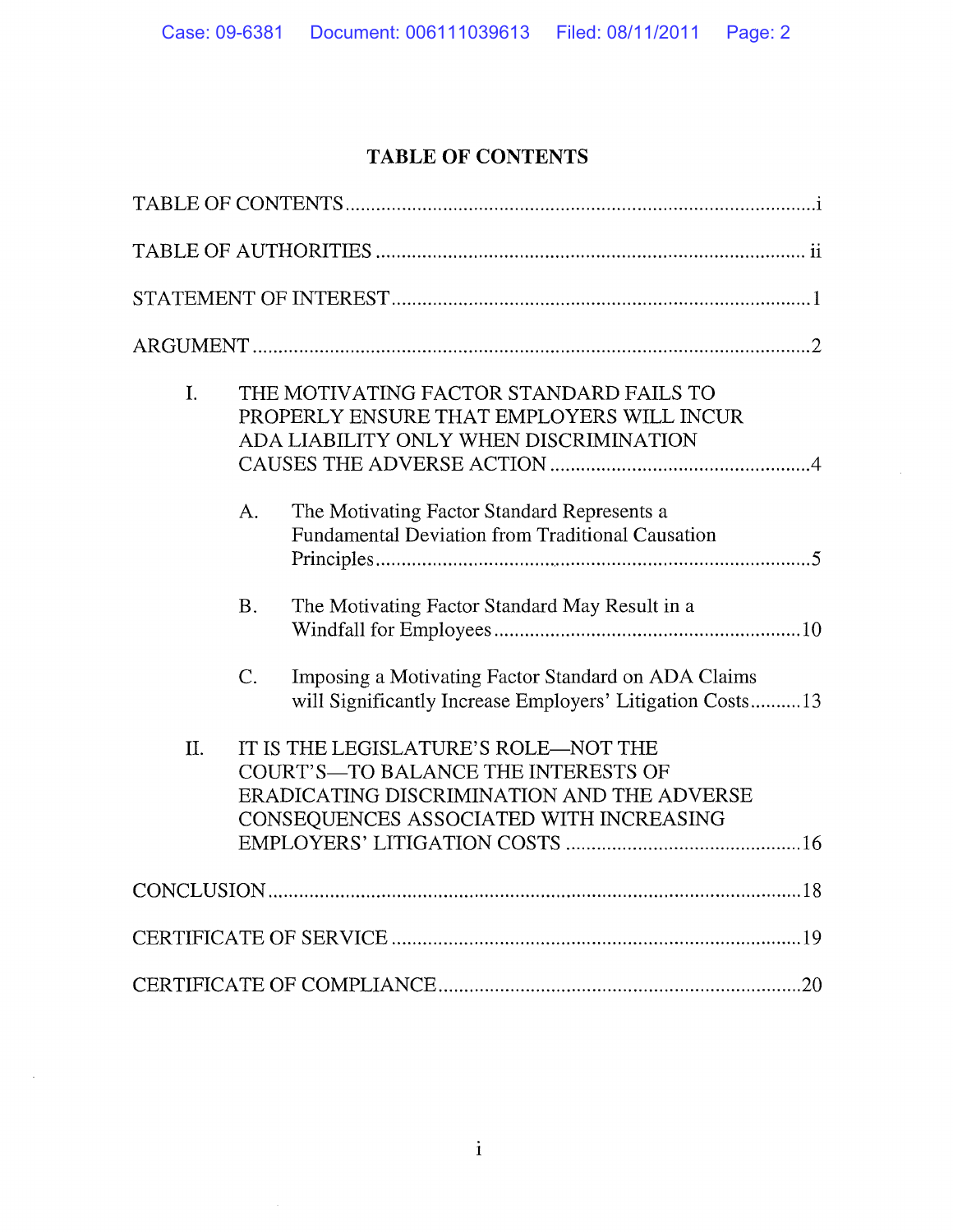# TABLE OF CONTENTS

TABLE OF CONTENTS ........................................................................................ i

TABLE OF AUTHORITIES ................................................................................ ii

STATEMENT OF INTEREST ............................................................................... 1

ARGUMENT ........................................................................................................ 2

I. THE MOTIVATING FACTOR STANDARD FAILS TO PROPERLY ENSURE THAT EMPLOYERS WILL INCUR ADA LIABILITY ONLY WHEN DISCRIMINATION CAUSES THE ADVERSE ACTION ................................................. 4

 A. The Motivating Factor Standard Represents a Fundamental Deviation from Traditional Causation Principles ....................................................................... 5

 B. The Motivating Factor Standard May Result in a Windfall for Employees .......................................................... 10

 C. Imposing a Motivating Factor Standard on ADA Claims will Significantly Increase Employers' Litigation Costs .......... 13

II. IT IS THE LEGISLATURE'S ROLE—NOT THE COURT'S—TO BALANCE THE INTERESTS OF ERADICATING DISCRIMINATION AND THE ADVERSE CONSEQUENCES ASSOCIATED WITH INCREASING EMPLOYERS' LITIGATION COSTS ............................................ 16

CONCLUSION ................................................................................................... 18

CERTIFICATE OF SERVICE .............................................................................. 19

CERTIFICATE OF COMPLIANCE ...................................................................... 20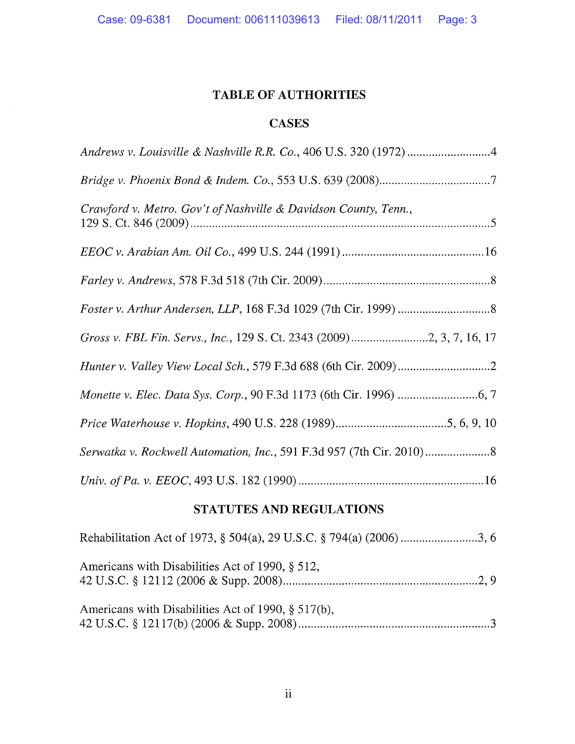# TABLE OF AUTHORITIES

## CASES

*Andrews v. Louisville & Nashville R.R. Co.*, 406 U.S. 320 (1972) ..........................4

*Bridge v. Phoenix Bond & Indem. Co.*, 553 U.S. 639 (2008)...................................7

*Crawford v. Metro. Gov't of Nashville & Davidson County, Tenn.*, 129 S. Ct. 846 (2009)................................................................................................5

*EEOC v. Arabian Am. Oil Co.*, 499 U.S. 244 (1991)............................................16

*Farley v. Andrews*, 578 F.3d 518 (7th Cir. 2009)......................................................8

*Foster v. Arthur Andersen, LLP*, 168 F.3d 1029 (7th Cir. 1999) ...............................8

*Gross v. FBL Fin. Servs., Inc.*, 129 S. Ct. 2343 (2009).........................2, 3, 7, 16, 17

*Hunter v. Valley View Local Sch.*, 579 F.3d 688 (6th Cir. 2009)..............................2

*Monette v. Elec. Data Sys. Corp.*, 90 F.3d 1173 (6th Cir. 1996) ..........................6, 7

*Price Waterhouse v. Hopkins*, 490 U.S. 228 (1989)...................................5, 6, 9, 10

*Serwatka v. Rockwell Automation, Inc.*, 591 F.3d 957 (7th Cir. 2010)......................8

*Univ. of Pa. v. EEOC*, 493 U.S. 182 (1990)...........................................................16

## STATUTES AND REGULATIONS

Rehabilitation Act of 1973, § 504(a), 29 U.S.C. § 794(a) (2006) .........................3, 6

Americans with Disabilities Act of 1990, § 512, 42 U.S.C. § 12112 (2006 & Supp. 2008)..............................................................2, 9

Americans with Disabilities Act of 1990, § 517(b), 42 U.S.C. § 12117(b) (2006 & Supp. 2008).............................................................3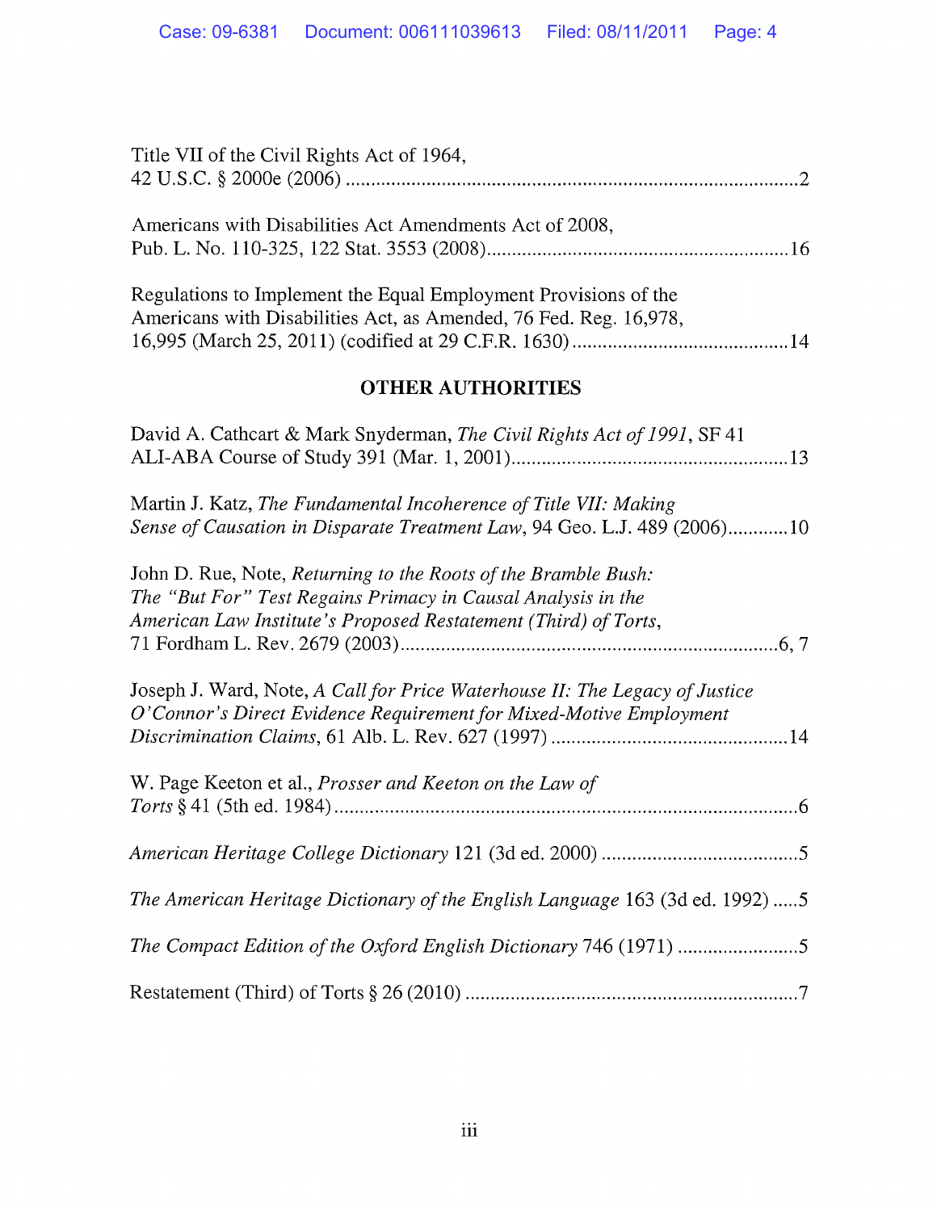Title VII of the Civil Rights Act of 1964,
42 U.S.C. § 2000e (2006) ........................................................................................2

Americans with Disabilities Act Amendments Act of 2008,
Pub. L. No. 110-325, 122 Stat. 3553 (2008)...........................................................16

Regulations to Implement the Equal Employment Provisions of the
Americans with Disabilities Act, as Amended, 76 Fed. Reg. 16,978,
16,995 (March 25, 2011) (codified at 29 C.F.R. 1630) ..........................................14

## OTHER AUTHORITIES

David A. Cathcart & Mark Snyderman, *The Civil Rights Act of 1991*, SF 41
ALI-ABA Course of Study 391 (Mar. 1, 2001)......................................................13

Martin J. Katz, *The Fundamental Incoherence of Title VII: Making
Sense of Causation in Disparate Treatment Law*, 94 Geo. L.J. 489 (2006)............10

John D. Rue, Note, *Returning to the Roots of the Bramble Bush:
The "But For" Test Regains Primacy in Causal Analysis in the
American Law Institute's Proposed Restatement (Third) of Torts*,
71 Fordham L. Rev. 2679 (2003)..........................................................................6, 7

Joseph J. Ward, Note, *A Call for Price Waterhouse II: The Legacy of Justice
O'Connor's Direct Evidence Requirement for Mixed-Motive Employment
Discrimination Claims*, 61 Alb. L. Rev. 627 (1997) ..............................................14

W. Page Keeton et al., *Prosser and Keeton on the Law of
Torts* § 41 (5th ed. 1984)...........................................................................................6

*American Heritage College Dictionary* 121 (3d ed. 2000) .......................................5

*The American Heritage Dictionary of the English Language* 163 (3d ed. 1992) .....5

*The Compact Edition of the Oxford English Dictionary* 746 (1971) ........................5

Restatement (Third) of Torts § 26 (2010) ..................................................................7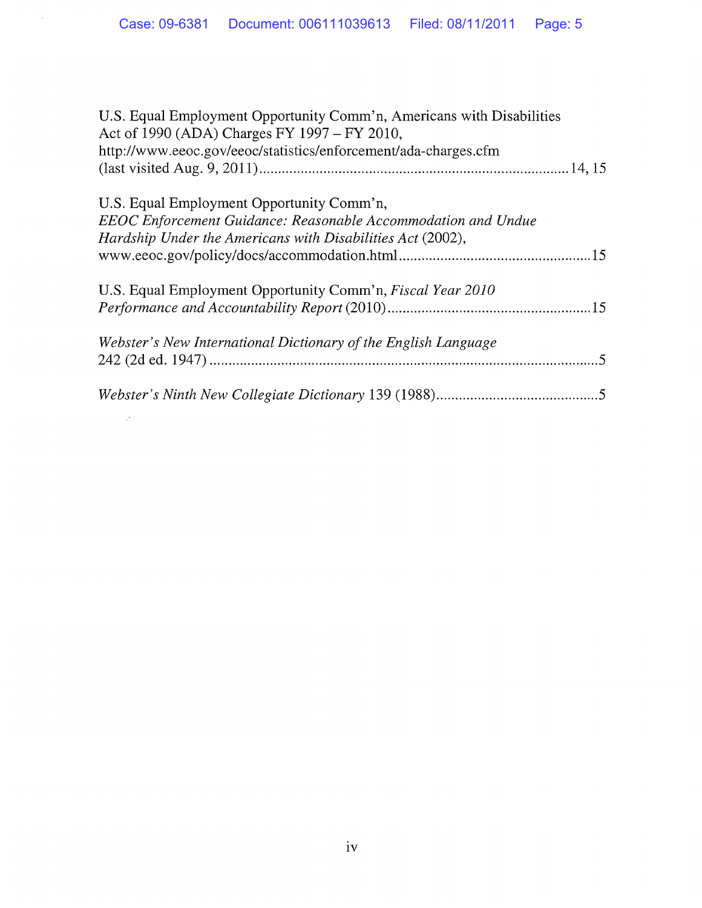U.S. Equal Employment Opportunity Comm'n, Americans with Disabilities Act of 1990 (ADA) Charges FY 1997 – FY 2010, http://www.eeoc.gov/eeoc/statistics/enforcement/ada-charges.cfm (last visited Aug. 9, 2011) .................................................................................. 14, 15

U.S. Equal Employment Opportunity Comm'n, *EEOC Enforcement Guidance: Reasonable Accommodation and Undue Hardship Under the Americans with Disabilities Act* (2002), www.eeoc.gov/policy/docs/accommodation.html .................................................. 15

U.S. Equal Employment Opportunity Comm'n, *Fiscal Year 2010 Performance and Accountability Report* (2010) ..................................................... 15

*Webster's New International Dictionary of the English Language* 242 (2d ed. 1947) ....................................................................................................... 5

*Webster's Ninth New Collegiate Dictionary* 139 (1988) ........................................... 5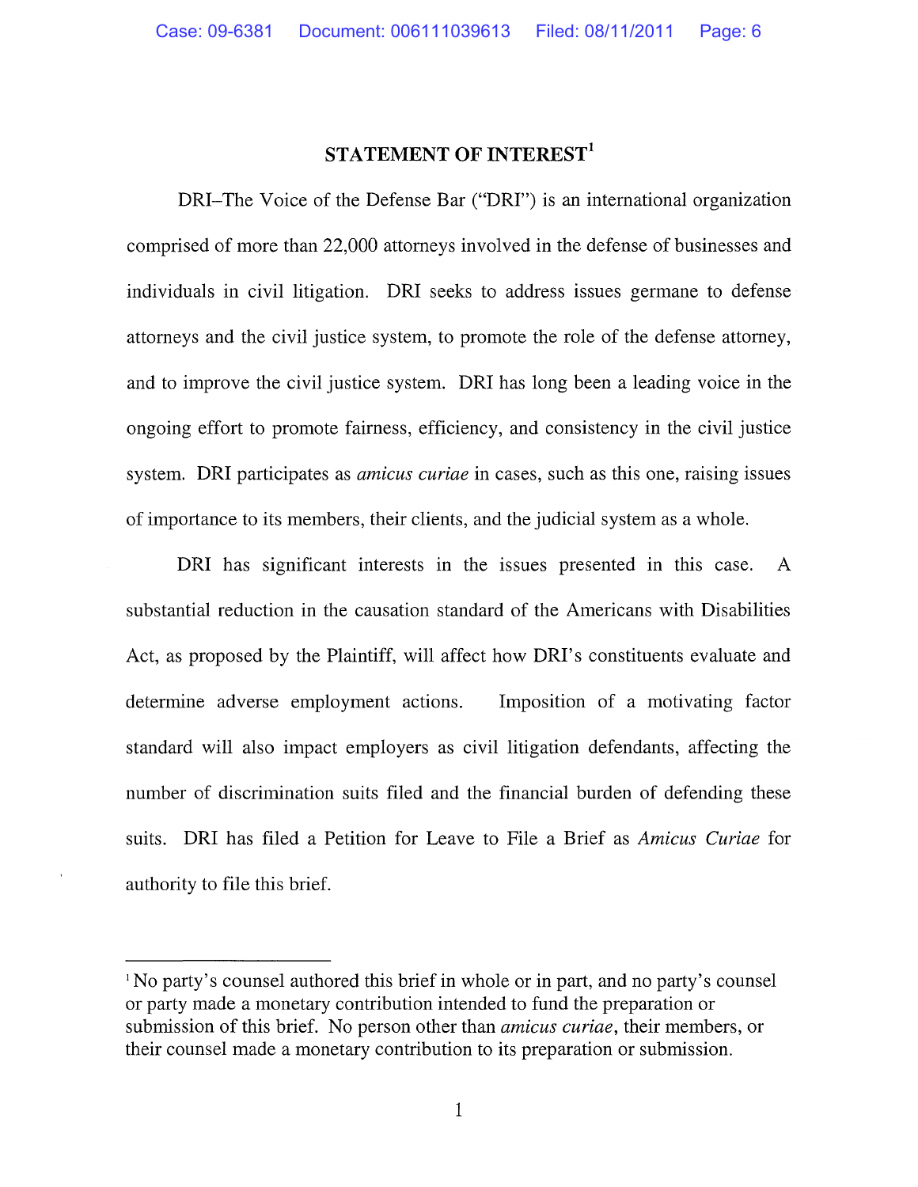## STATEMENT OF INTEREST[1]

DRI–The Voice of the Defense Bar ("DRI") is an international organization comprised of more than 22,000 attorneys involved in the defense of businesses and individuals in civil litigation. DRI seeks to address issues germane to defense attorneys and the civil justice system, to promote the role of the defense attorney, and to improve the civil justice system. DRI has long been a leading voice in the ongoing effort to promote fairness, efficiency, and consistency in the civil justice system. DRI participates as *amicus curiae* in cases, such as this one, raising issues of importance to its members, their clients, and the judicial system as a whole.

DRI has significant interests in the issues presented in this case. A substantial reduction in the causation standard of the Americans with Disabilities Act, as proposed by the Plaintiff, will affect how DRI's constituents evaluate and determine adverse employment actions. Imposition of a motivating factor standard will also impact employers as civil litigation defendants, affecting the number of discrimination suits filed and the financial burden of defending these suits. DRI has filed a Petition for Leave to File a Brief as *Amicus Curiae* for authority to file this brief.

---

[1] No party's counsel authored this brief in whole or in part, and no party's counsel or party made a monetary contribution intended to fund the preparation or submission of this brief. No person other than *amicus curiae*, their members, or their counsel made a monetary contribution to its preparation or submission.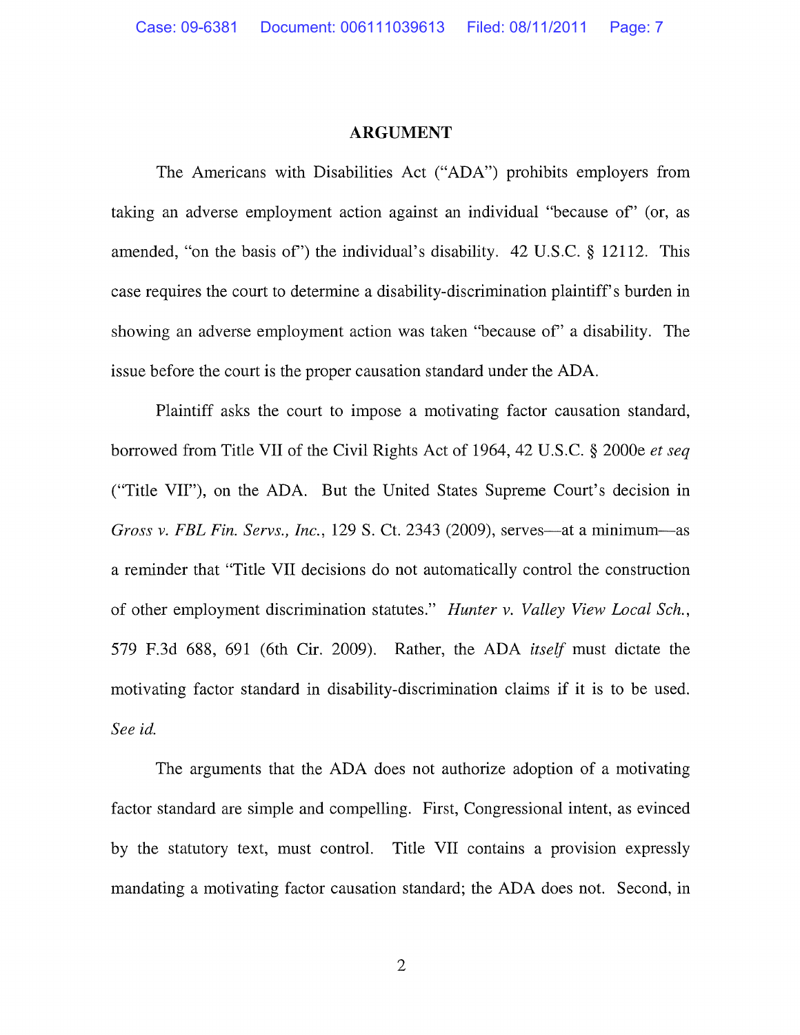## ARGUMENT

The Americans with Disabilities Act ("ADA") prohibits employers from taking an adverse employment action against an individual "because of" (or, as amended, "on the basis of") the individual's disability. 42 U.S.C. § 12112. This case requires the court to determine a disability-discrimination plaintiff's burden in showing an adverse employment action was taken "because of" a disability. The issue before the court is the proper causation standard under the ADA.

Plaintiff asks the court to impose a motivating factor causation standard, borrowed from Title VII of the Civil Rights Act of 1964, 42 U.S.C. § 2000e *et seq* ("Title VII"), on the ADA. But the United States Supreme Court's decision in *Gross v. FBL Fin. Servs., Inc.*, 129 S. Ct. 2343 (2009), serves—at a minimum—as a reminder that "Title VII decisions do not automatically control the construction of other employment discrimination statutes." *Hunter v. Valley View Local Sch.*, 579 F.3d 688, 691 (6th Cir. 2009). Rather, the ADA *itself* must dictate the motivating factor standard in disability-discrimination claims if it is to be used. *See id.*

The arguments that the ADA does not authorize adoption of a motivating factor standard are simple and compelling. First, Congressional intent, as evinced by the statutory text, must control. Title VII contains a provision expressly mandating a motivating factor causation standard; the ADA does not. Second, in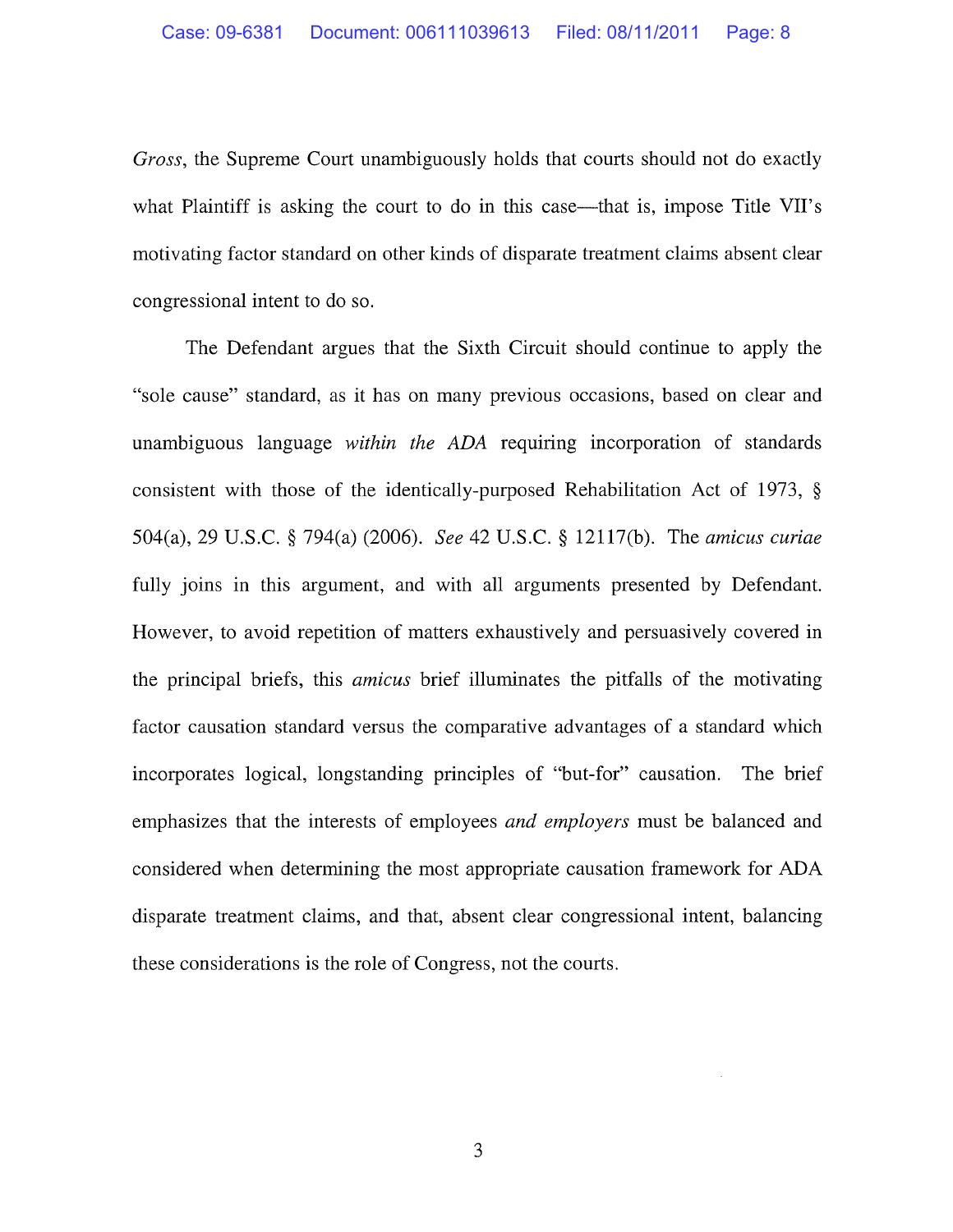*Gross*, the Supreme Court unambiguously holds that courts should not do exactly what Plaintiff is asking the court to do in this case—that is, impose Title VII's motivating factor standard on other kinds of disparate treatment claims absent clear congressional intent to do so.

The Defendant argues that the Sixth Circuit should continue to apply the "sole cause" standard, as it has on many previous occasions, based on clear and unambiguous language *within the ADA* requiring incorporation of standards consistent with those of the identically-purposed Rehabilitation Act of 1973, § 504(a), 29 U.S.C. § 794(a) (2006). *See* 42 U.S.C. § 12117(b). The *amicus curiae* fully joins in this argument, and with all arguments presented by Defendant. However, to avoid repetition of matters exhaustively and persuasively covered in the principal briefs, this *amicus* brief illuminates the pitfalls of the motivating factor causation standard versus the comparative advantages of a standard which incorporates logical, longstanding principles of "but-for" causation. The brief emphasizes that the interests of employees *and employers* must be balanced and considered when determining the most appropriate causation framework for ADA disparate treatment claims, and that, absent clear congressional intent, balancing these considerations is the role of Congress, not the courts.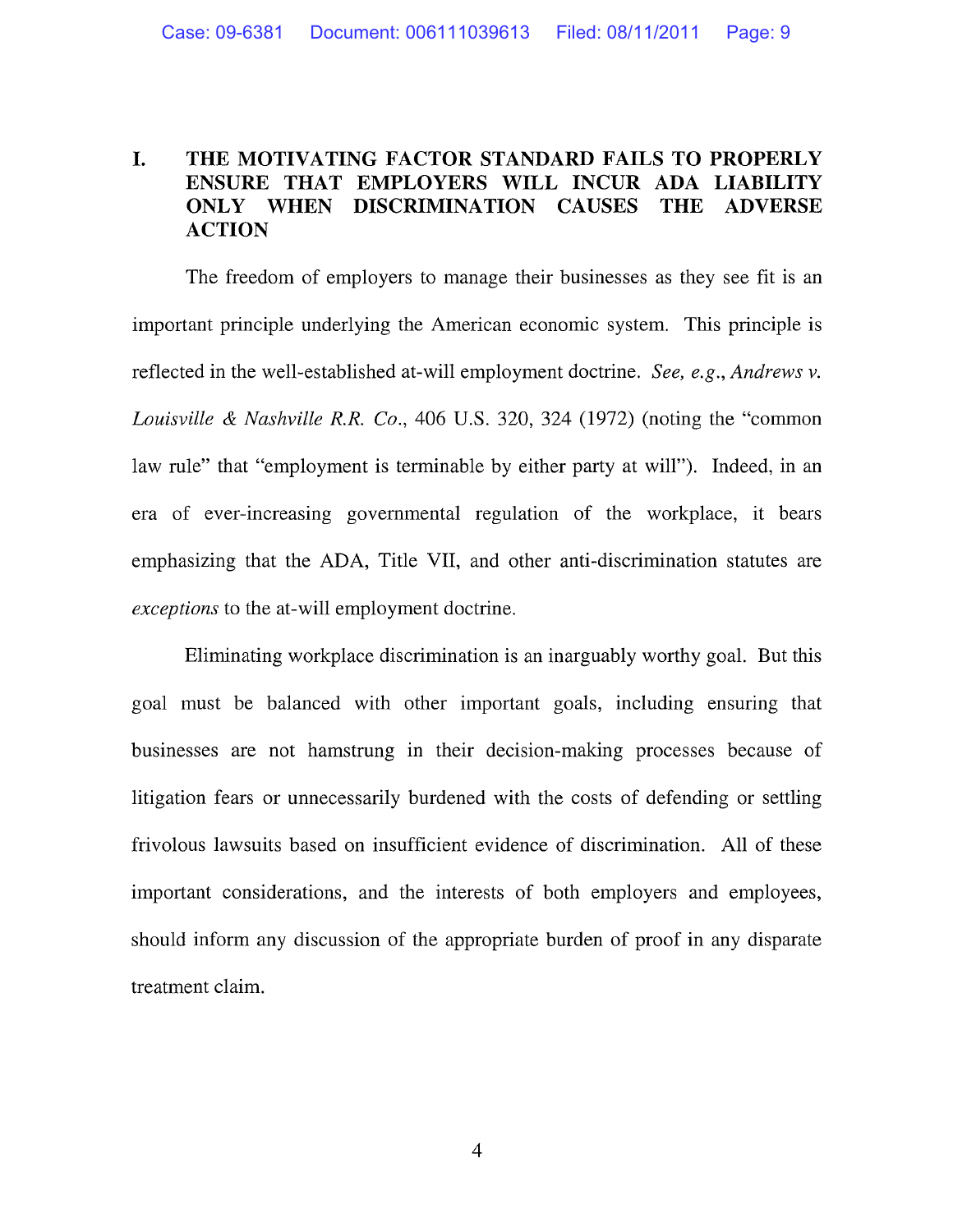## I. THE MOTIVATING FACTOR STANDARD FAILS TO PROPERLY ENSURE THAT EMPLOYERS WILL INCUR ADA LIABILITY ONLY WHEN DISCRIMINATION CAUSES THE ADVERSE ACTION

The freedom of employers to manage their businesses as they see fit is an important principle underlying the American economic system. This principle is reflected in the well-established at-will employment doctrine. *See, e.g.*, *Andrews v. Louisville & Nashville R.R. Co.*, 406 U.S. 320, 324 (1972) (noting the "common law rule" that "employment is terminable by either party at will"). Indeed, in an era of ever-increasing governmental regulation of the workplace, it bears emphasizing that the ADA, Title VII, and other anti-discrimination statutes are *exceptions* to the at-will employment doctrine.

Eliminating workplace discrimination is an inarguably worthy goal. But this goal must be balanced with other important goals, including ensuring that businesses are not hamstrung in their decision-making processes because of litigation fears or unnecessarily burdened with the costs of defending or settling frivolous lawsuits based on insufficient evidence of discrimination. All of these important considerations, and the interests of both employers and employees, should inform any discussion of the appropriate burden of proof in any disparate treatment claim.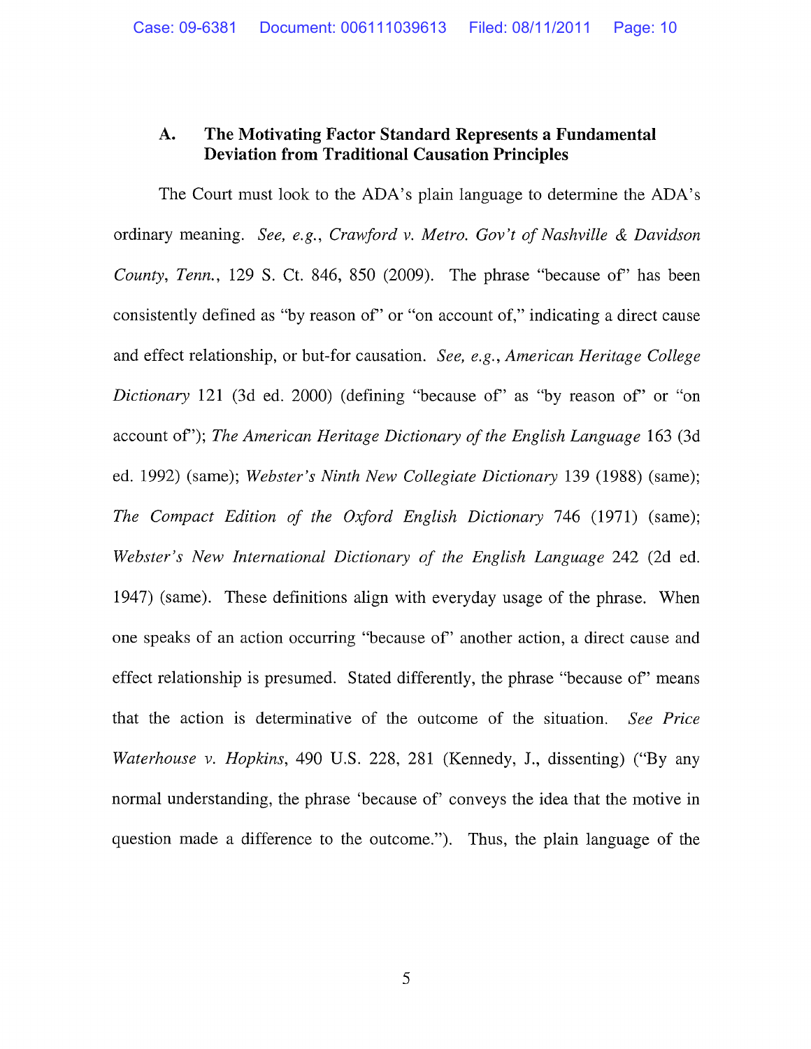### A. The Motivating Factor Standard Represents a Fundamental Deviation from Traditional Causation Principles

The Court must look to the ADA's plain language to determine the ADA's ordinary meaning. *See, e.g.*, *Crawford v. Metro. Gov't of Nashville & Davidson County, Tenn.*, 129 S. Ct. 846, 850 (2009). The phrase "because of" has been consistently defined as "by reason of" or "on account of," indicating a direct cause and effect relationship, or but-for causation. *See, e.g.*, *American Heritage College Dictionary* 121 (3d ed. 2000) (defining "because of" as "by reason of" or "on account of"); *The American Heritage Dictionary of the English Language* 163 (3d ed. 1992) (same); *Webster's Ninth New Collegiate Dictionary* 139 (1988) (same); *The Compact Edition of the Oxford English Dictionary* 746 (1971) (same); *Webster's New International Dictionary of the English Language* 242 (2d ed. 1947) (same). These definitions align with everyday usage of the phrase. When one speaks of an action occurring "because of" another action, a direct cause and effect relationship is presumed. Stated differently, the phrase "because of" means that the action is determinative of the outcome of the situation. *See Price Waterhouse v. Hopkins*, 490 U.S. 228, 281 (Kennedy, J., dissenting) ("By any normal understanding, the phrase 'because of' conveys the idea that the motive in question made a difference to the outcome."). Thus, the plain language of the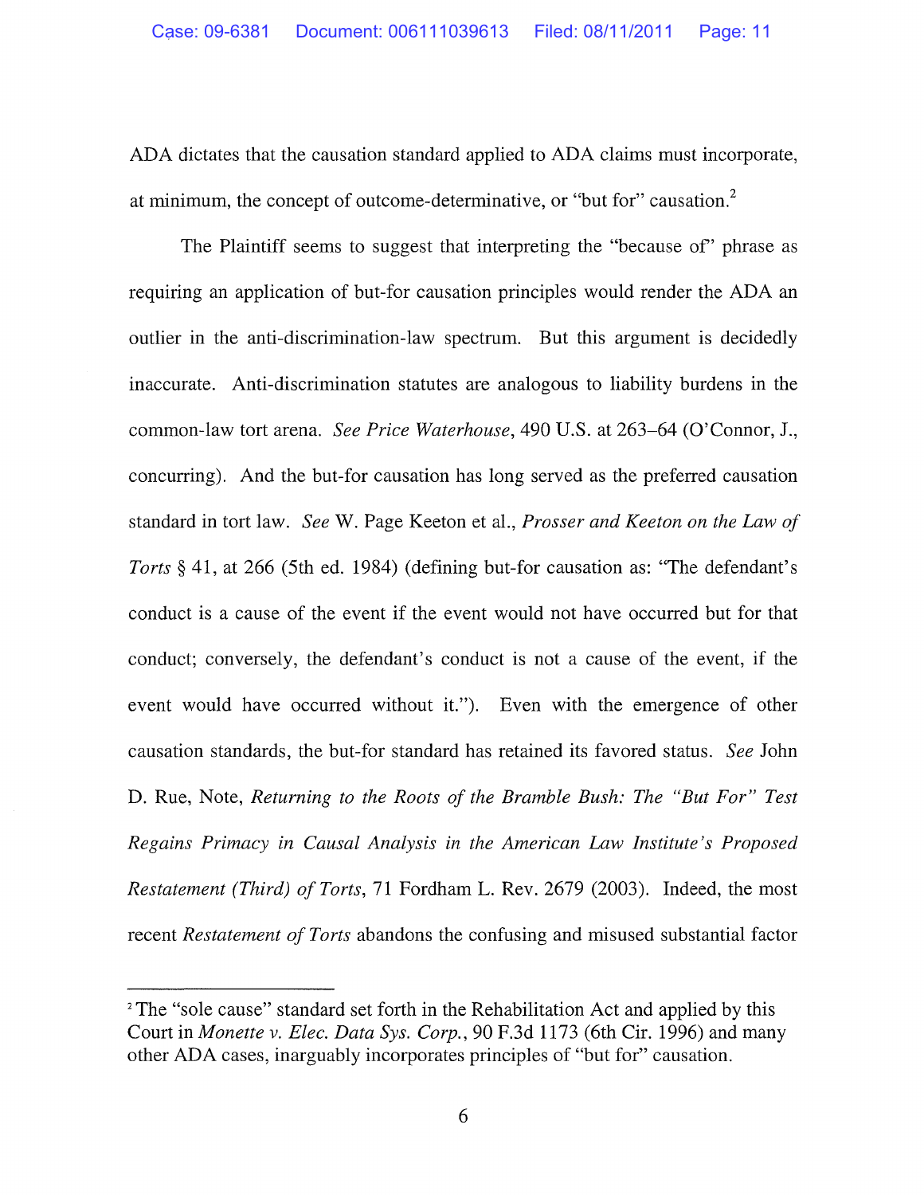ADA dictates that the causation standard applied to ADA claims must incorporate, at minimum, the concept of outcome-determinative, or "but for" causation.[2]

The Plaintiff seems to suggest that interpreting the "because of" phrase as requiring an application of but-for causation principles would render the ADA an outlier in the anti-discrimination-law spectrum. But this argument is decidedly inaccurate. Anti-discrimination statutes are analogous to liability burdens in the common-law tort arena. *See Price Waterhouse*, 490 U.S. at 263–64 (O'Connor, J., concurring). And the but-for causation has long served as the preferred causation standard in tort law. *See* W. Page Keeton et al., *Prosser and Keeton on the Law of Torts* § 41, at 266 (5th ed. 1984) (defining but-for causation as: "The defendant's conduct is a cause of the event if the event would not have occurred but for that conduct; conversely, the defendant's conduct is not a cause of the event, if the event would have occurred without it."). Even with the emergence of other causation standards, the but-for standard has retained its favored status. *See* John D. Rue, Note, *Returning to the Roots of the Bramble Bush: The "But For" Test Regains Primacy in Causal Analysis in the American Law Institute's Proposed Restatement (Third) of Torts*, 71 Fordham L. Rev. 2679 (2003). Indeed, the most recent *Restatement of Torts* abandons the confusing and misused substantial factor

---

[2] The "sole cause" standard set forth in the Rehabilitation Act and applied by this Court in *Monette v. Elec. Data Sys. Corp.*, 90 F.3d 1173 (6th Cir. 1996) and many other ADA cases, inarguably incorporates principles of "but for" causation.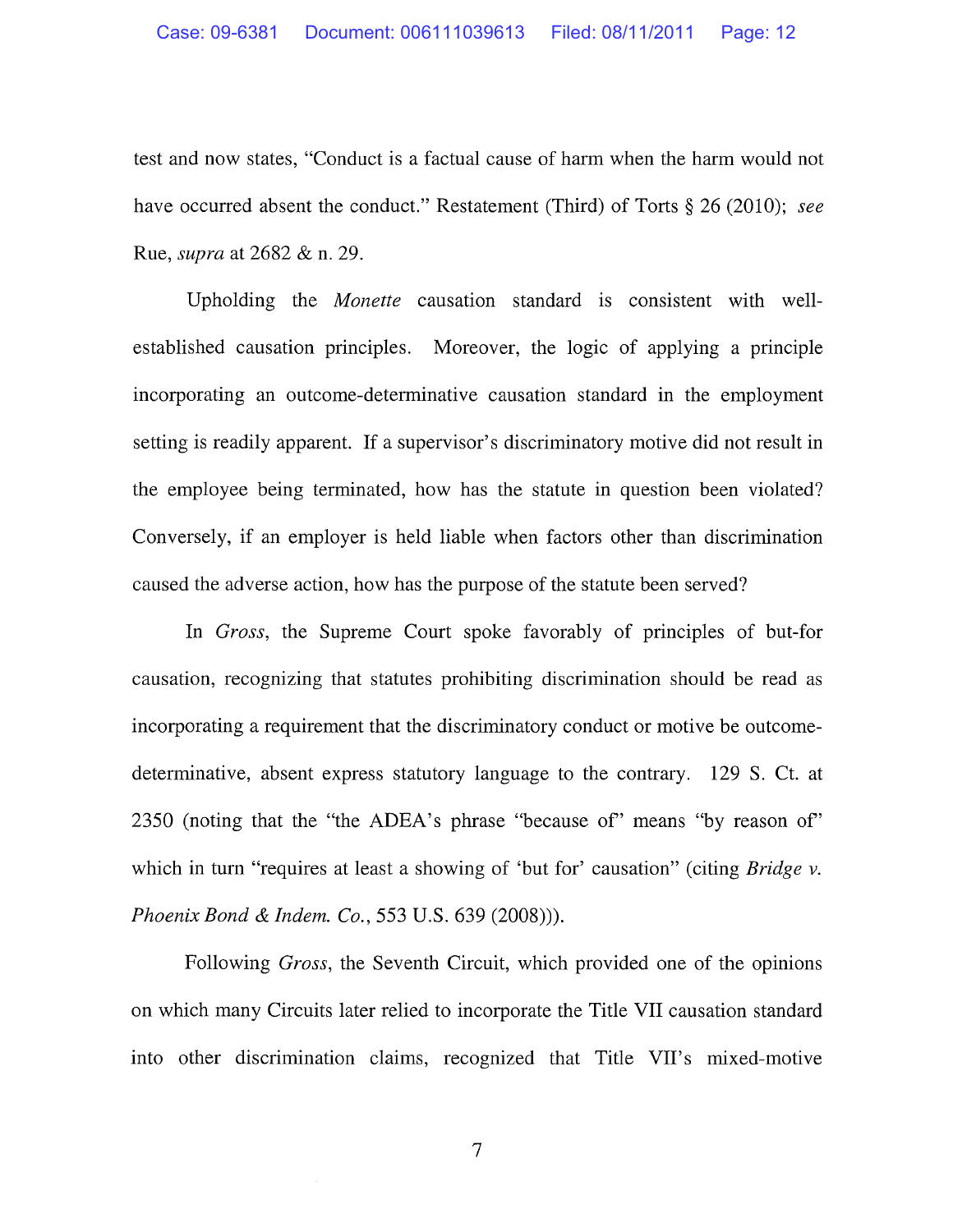test and now states, "Conduct is a factual cause of harm when the harm would not have occurred absent the conduct." Restatement (Third) of Torts § 26 (2010); *see* Rue, *supra* at 2682 & n. 29.

Upholding the *Monette* causation standard is consistent with well-established causation principles. Moreover, the logic of applying a principle incorporating an outcome-determinative causation standard in the employment setting is readily apparent. If a supervisor's discriminatory motive did not result in the employee being terminated, how has the statute in question been violated? Conversely, if an employer is held liable when factors other than discrimination caused the adverse action, how has the purpose of the statute been served?

In *Gross*, the Supreme Court spoke favorably of principles of but-for causation, recognizing that statutes prohibiting discrimination should be read as incorporating a requirement that the discriminatory conduct or motive be outcome-determinative, absent express statutory language to the contrary. 129 S. Ct. at 2350 (noting that the "the ADEA's phrase "because of" means "by reason of" which in turn "requires at least a showing of 'but for' causation" (citing *Bridge v. Phoenix Bond & Indem. Co.*, 553 U.S. 639 (2008))).

Following *Gross*, the Seventh Circuit, which provided one of the opinions on which many Circuits later relied to incorporate the Title VII causation standard into other discrimination claims, recognized that Title VII's mixed-motive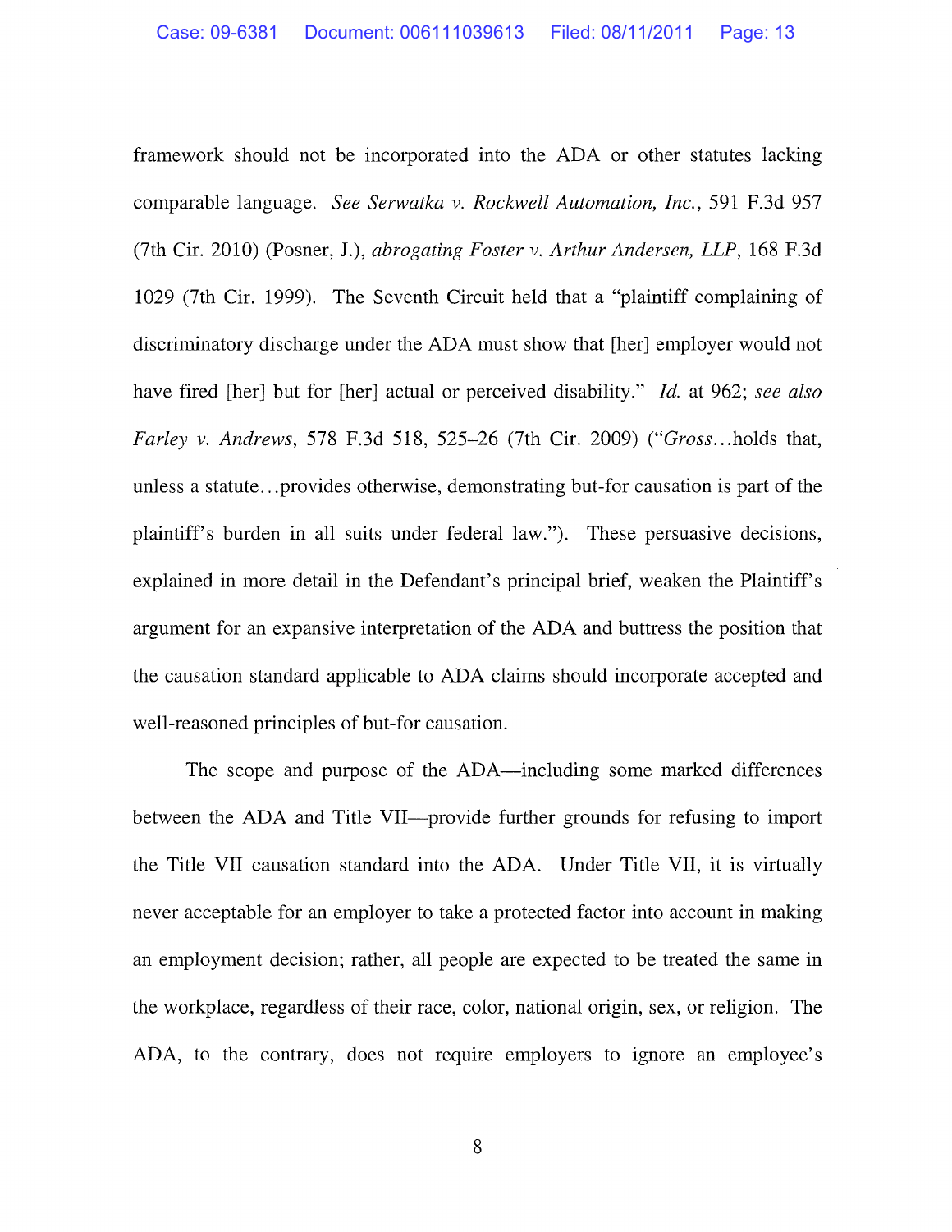framework should not be incorporated into the ADA or other statutes lacking comparable language. *See Serwatka v. Rockwell Automation, Inc.*, 591 F.3d 957 (7th Cir. 2010) (Posner, J.), *abrogating Foster v. Arthur Andersen, LLP*, 168 F.3d 1029 (7th Cir. 1999). The Seventh Circuit held that a "plaintiff complaining of discriminatory discharge under the ADA must show that [her] employer would not have fired [her] but for [her] actual or perceived disability." *Id.* at 962; *see also Farley v. Andrews*, 578 F.3d 518, 525–26 (7th Cir. 2009) ("*Gross*…holds that, unless a statute…provides otherwise, demonstrating but-for causation is part of the plaintiff's burden in all suits under federal law."). These persuasive decisions, explained in more detail in the Defendant's principal brief, weaken the Plaintiff's argument for an expansive interpretation of the ADA and buttress the position that the causation standard applicable to ADA claims should incorporate accepted and well-reasoned principles of but-for causation.

The scope and purpose of the ADA—including some marked differences between the ADA and Title VII—provide further grounds for refusing to import the Title VII causation standard into the ADA. Under Title VII, it is virtually never acceptable for an employer to take a protected factor into account in making an employment decision; rather, all people are expected to be treated the same in the workplace, regardless of their race, color, national origin, sex, or religion. The ADA, to the contrary, does not require employers to ignore an employee's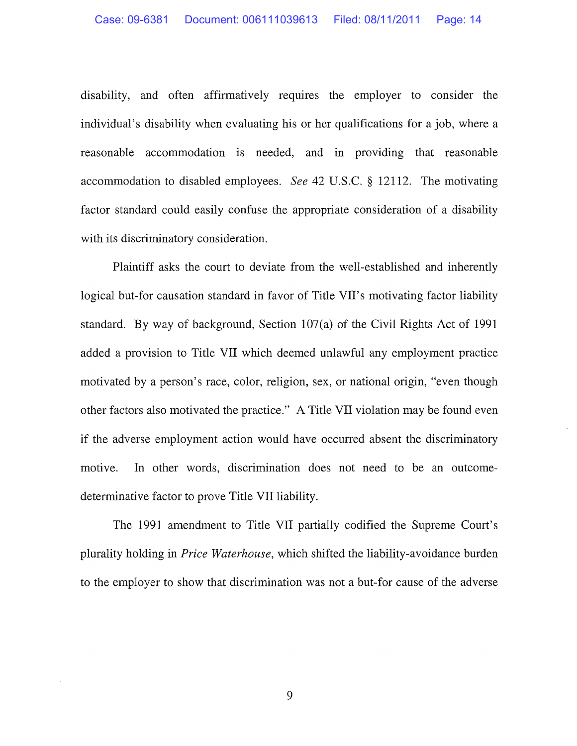disability, and often affirmatively requires the employer to consider the individual's disability when evaluating his or her qualifications for a job, where a reasonable accommodation is needed, and in providing that reasonable accommodation to disabled employees. *See* 42 U.S.C. § 12112. The motivating factor standard could easily confuse the appropriate consideration of a disability with its discriminatory consideration.

Plaintiff asks the court to deviate from the well-established and inherently logical but-for causation standard in favor of Title VII's motivating factor liability standard. By way of background, Section 107(a) of the Civil Rights Act of 1991 added a provision to Title VII which deemed unlawful any employment practice motivated by a person's race, color, religion, sex, or national origin, "even though other factors also motivated the practice." A Title VII violation may be found even if the adverse employment action would have occurred absent the discriminatory motive. In other words, discrimination does not need to be an outcome-determinative factor to prove Title VII liability.

The 1991 amendment to Title VII partially codified the Supreme Court's plurality holding in *Price Waterhouse*, which shifted the liability-avoidance burden to the employer to show that discrimination was not a but-for cause of the adverse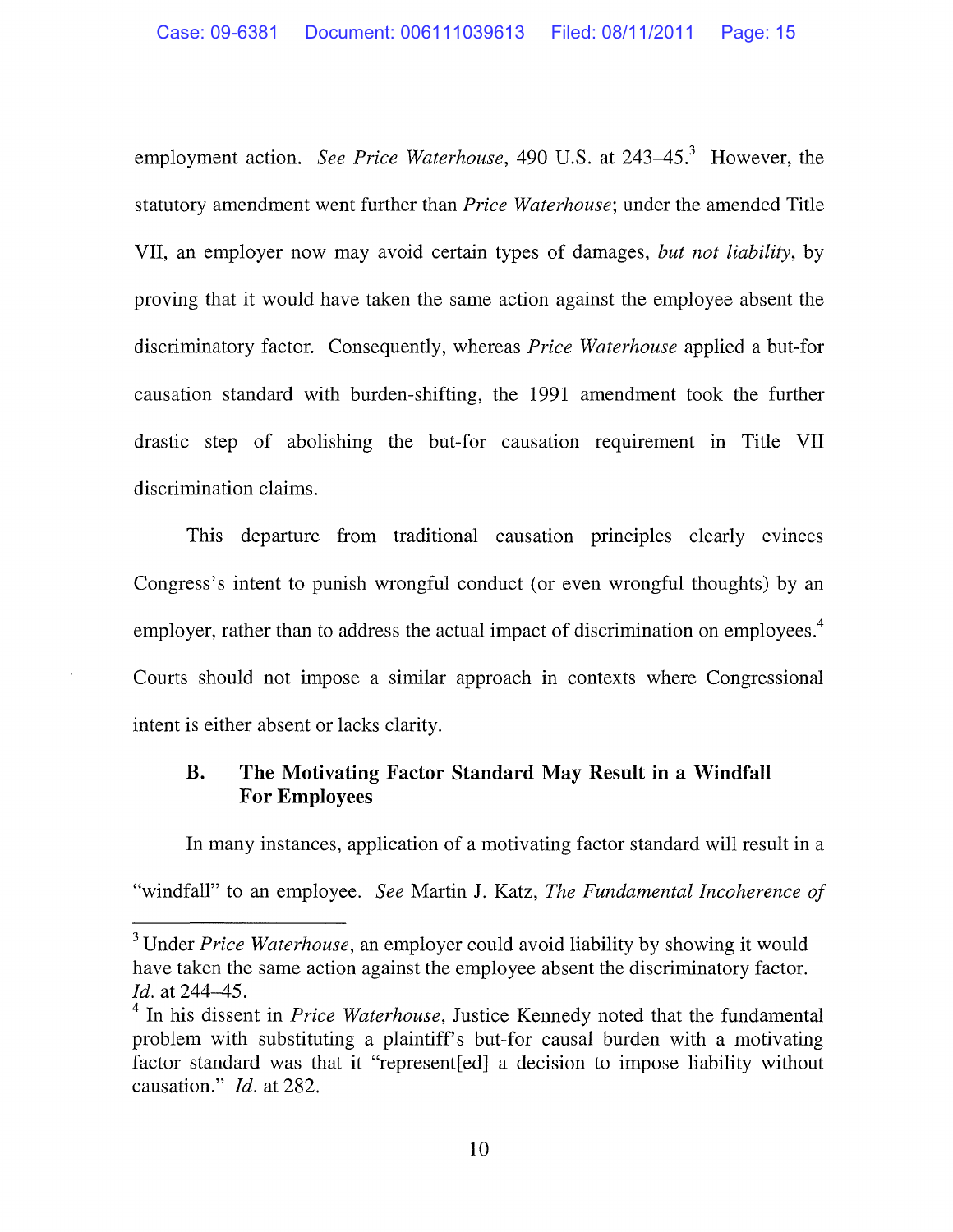employment action. *See Price Waterhouse*, 490 U.S. at 243–45.[3] However, the statutory amendment went further than *Price Waterhouse*; under the amended Title VII, an employer now may avoid certain types of damages, *but not liability*, by proving that it would have taken the same action against the employee absent the discriminatory factor. Consequently, whereas *Price Waterhouse* applied a but-for causation standard with burden-shifting, the 1991 amendment took the further drastic step of abolishing the but-for causation requirement in Title VII discrimination claims.

This departure from traditional causation principles clearly evinces Congress's intent to punish wrongful conduct (or even wrongful thoughts) by an employer, rather than to address the actual impact of discrimination on employees.[4] Courts should not impose a similar approach in contexts where Congressional intent is either absent or lacks clarity.

### B. The Motivating Factor Standard May Result in a Windfall For Employees

In many instances, application of a motivating factor standard will result in a "windfall" to an employee. *See* Martin J. Katz, *The Fundamental Incoherence of*

---

[3] Under *Price Waterhouse*, an employer could avoid liability by showing it would have taken the same action against the employee absent the discriminatory factor. *Id.* at 244–45.

[4] In his dissent in *Price Waterhouse*, Justice Kennedy noted that the fundamental problem with substituting a plaintiff's but-for causal burden with a motivating factor standard was that it "represent[ed] a decision to impose liability without causation." *Id.* at 282.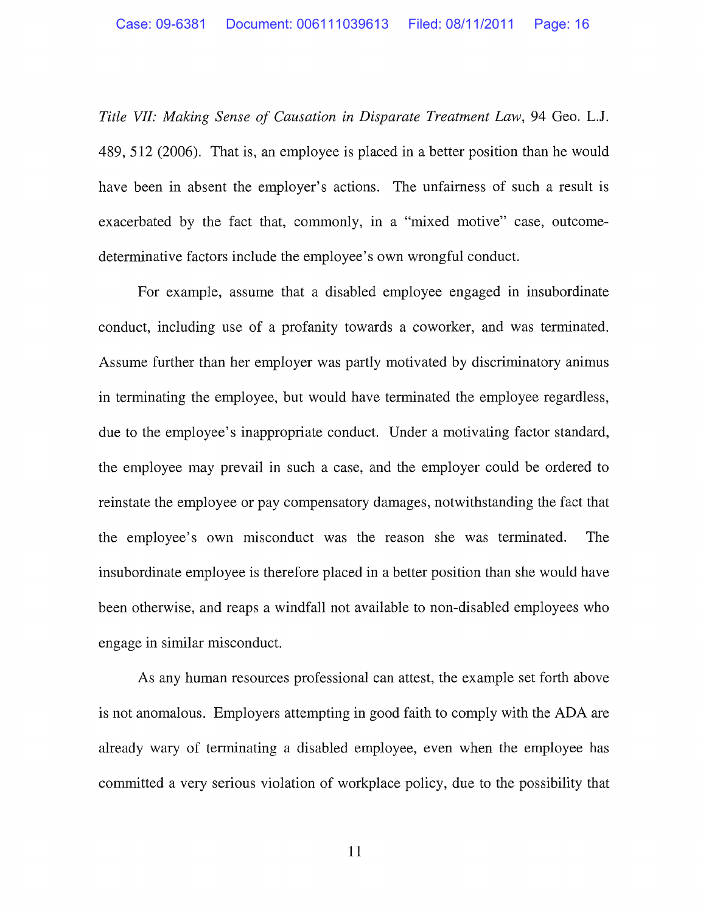*Title VII: Making Sense of Causation in Disparate Treatment Law*, 94 Geo. L.J. 489, 512 (2006). That is, an employee is placed in a better position than he would have been in absent the employer's actions. The unfairness of such a result is exacerbated by the fact that, commonly, in a "mixed motive" case, outcome-determinative factors include the employee's own wrongful conduct.

For example, assume that a disabled employee engaged in insubordinate conduct, including use of a profanity towards a coworker, and was terminated. Assume further than her employer was partly motivated by discriminatory animus in terminating the employee, but would have terminated the employee regardless, due to the employee's inappropriate conduct. Under a motivating factor standard, the employee may prevail in such a case, and the employer could be ordered to reinstate the employee or pay compensatory damages, notwithstanding the fact that the employee's own misconduct was the reason she was terminated. The insubordinate employee is therefore placed in a better position than she would have been otherwise, and reaps a windfall not available to non-disabled employees who engage in similar misconduct.

As any human resources professional can attest, the example set forth above is not anomalous. Employers attempting in good faith to comply with the ADA are already wary of terminating a disabled employee, even when the employee has committed a very serious violation of workplace policy, due to the possibility that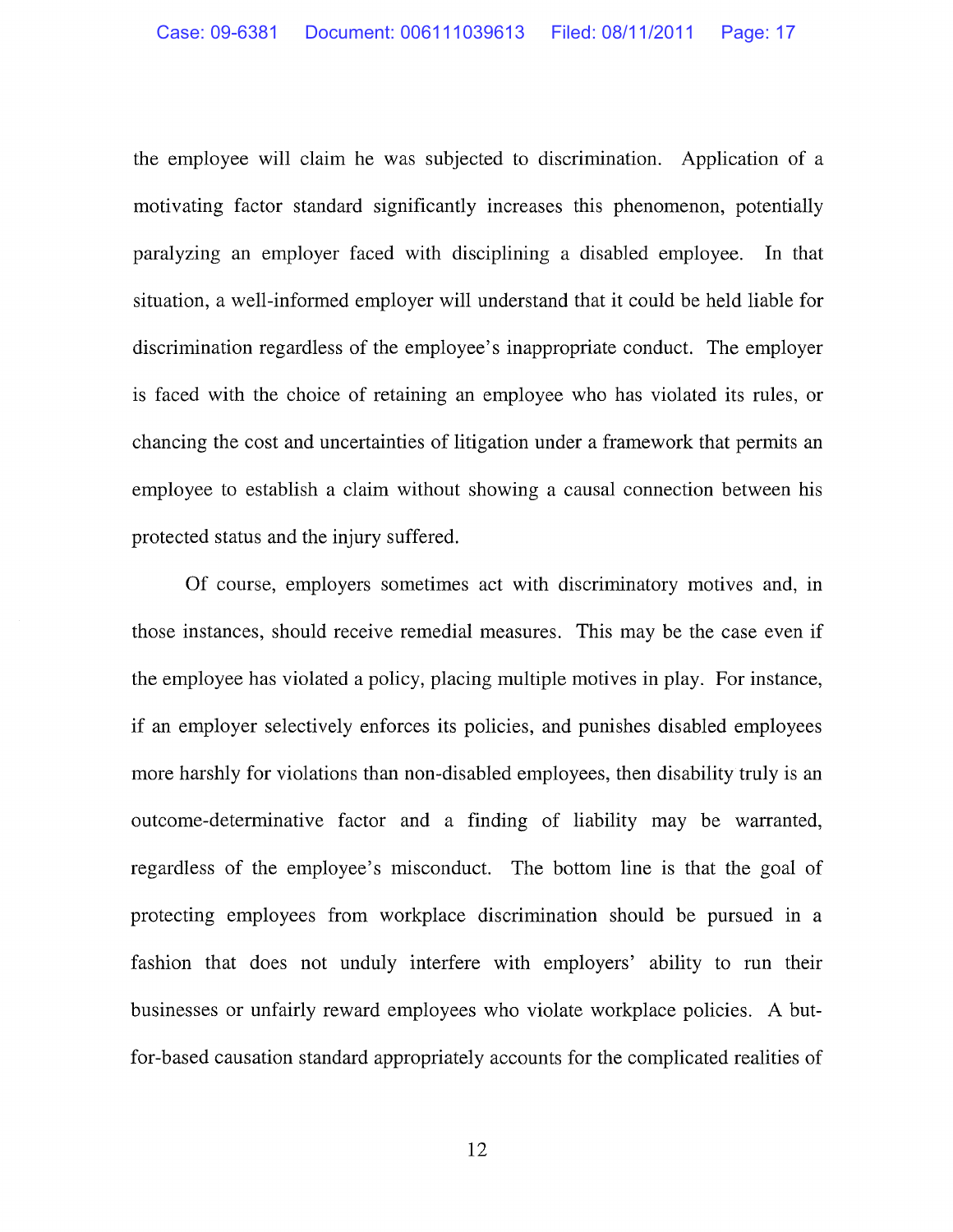the employee will claim he was subjected to discrimination. Application of a motivating factor standard significantly increases this phenomenon, potentially paralyzing an employer faced with disciplining a disabled employee. In that situation, a well-informed employer will understand that it could be held liable for discrimination regardless of the employee's inappropriate conduct. The employer is faced with the choice of retaining an employee who has violated its rules, or chancing the cost and uncertainties of litigation under a framework that permits an employee to establish a claim without showing a causal connection between his protected status and the injury suffered.

Of course, employers sometimes act with discriminatory motives and, in those instances, should receive remedial measures. This may be the case even if the employee has violated a policy, placing multiple motives in play. For instance, if an employer selectively enforces its policies, and punishes disabled employees more harshly for violations than non-disabled employees, then disability truly is an outcome-determinative factor and a finding of liability may be warranted, regardless of the employee's misconduct. The bottom line is that the goal of protecting employees from workplace discrimination should be pursued in a fashion that does not unduly interfere with employers' ability to run their businesses or unfairly reward employees who violate workplace policies. A but-for-based causation standard appropriately accounts for the complicated realities of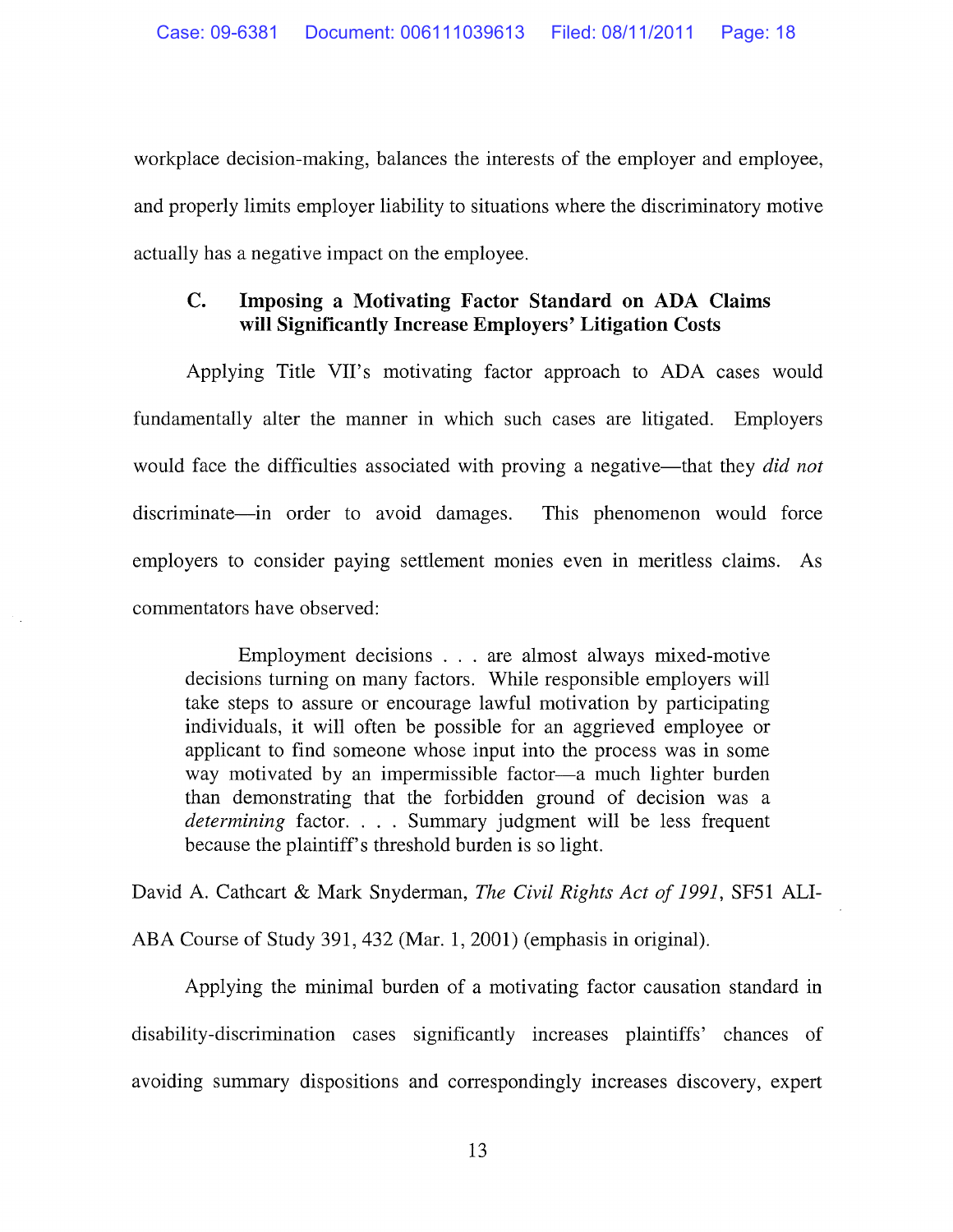workplace decision-making, balances the interests of the employer and employee, and properly limits employer liability to situations where the discriminatory motive actually has a negative impact on the employee.

### C. Imposing a Motivating Factor Standard on ADA Claims will Significantly Increase Employers' Litigation Costs

Applying Title VII's motivating factor approach to ADA cases would fundamentally alter the manner in which such cases are litigated. Employers would face the difficulties associated with proving a negative—that they *did not* discriminate—in order to avoid damages. This phenomenon would force employers to consider paying settlement monies even in meritless claims. As commentators have observed:

> Employment decisions . . . are almost always mixed-motive decisions turning on many factors. While responsible employers will take steps to assure or encourage lawful motivation by participating individuals, it will often be possible for an aggrieved employee or applicant to find someone whose input into the process was in some way motivated by an impermissible factor—a much lighter burden than demonstrating that the forbidden ground of decision was a *determining* factor. . . . Summary judgment will be less frequent because the plaintiff's threshold burden is so light.

David A. Cathcart & Mark Snyderman, *The Civil Rights Act of 1991*, SF51 ALI-ABA Course of Study 391, 432 (Mar. 1, 2001) (emphasis in original).

Applying the minimal burden of a motivating factor causation standard in disability-discrimination cases significantly increases plaintiffs' chances of avoiding summary dispositions and correspondingly increases discovery, expert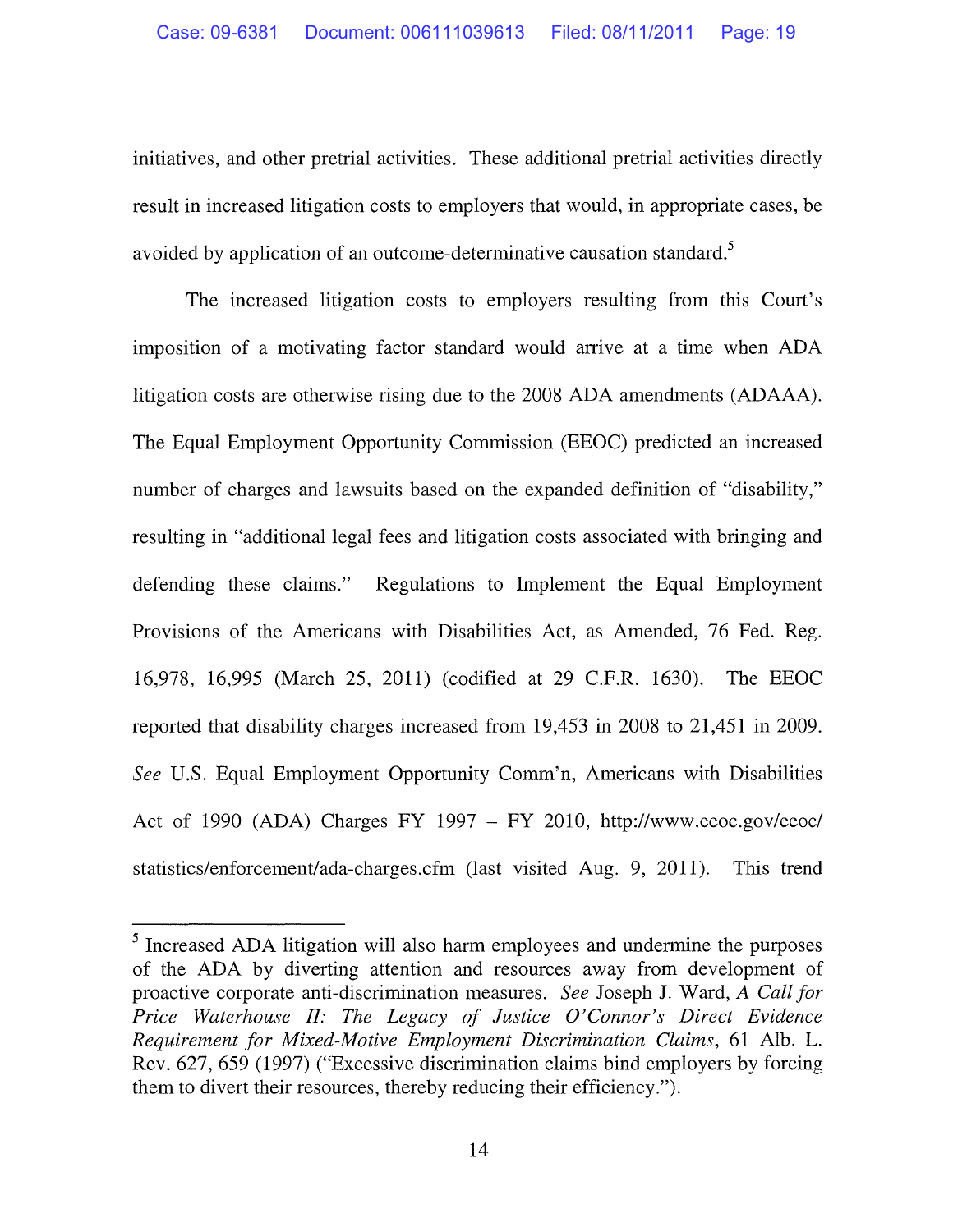initiatives, and other pretrial activities. These additional pretrial activities directly result in increased litigation costs to employers that would, in appropriate cases, be avoided by application of an outcome-determinative causation standard.[5]

The increased litigation costs to employers resulting from this Court's imposition of a motivating factor standard would arrive at a time when ADA litigation costs are otherwise rising due to the 2008 ADA amendments (ADAAA). The Equal Employment Opportunity Commission (EEOC) predicted an increased number of charges and lawsuits based on the expanded definition of "disability," resulting in "additional legal fees and litigation costs associated with bringing and defending these claims." Regulations to Implement the Equal Employment Provisions of the Americans with Disabilities Act, as Amended, 76 Fed. Reg. 16,978, 16,995 (March 25, 2011) (codified at 29 C.F.R. 1630). The EEOC reported that disability charges increased from 19,453 in 2008 to 21,451 in 2009. *See* U.S. Equal Employment Opportunity Comm'n, Americans with Disabilities Act of 1990 (ADA) Charges FY 1997 – FY 2010, http://www.eeoc.gov/eeoc/statistics/enforcement/ada-charges.cfm (last visited Aug. 9, 2011). This trend

---

[5] Increased ADA litigation will also harm employees and undermine the purposes of the ADA by diverting attention and resources away from development of proactive corporate anti-discrimination measures. *See* Joseph J. Ward, *A Call for Price Waterhouse II: The Legacy of Justice O'Connor's Direct Evidence Requirement for Mixed-Motive Employment Discrimination Claims*, 61 Alb. L. Rev. 627, 659 (1997) ("Excessive discrimination claims bind employers by forcing them to divert their resources, thereby reducing their efficiency.").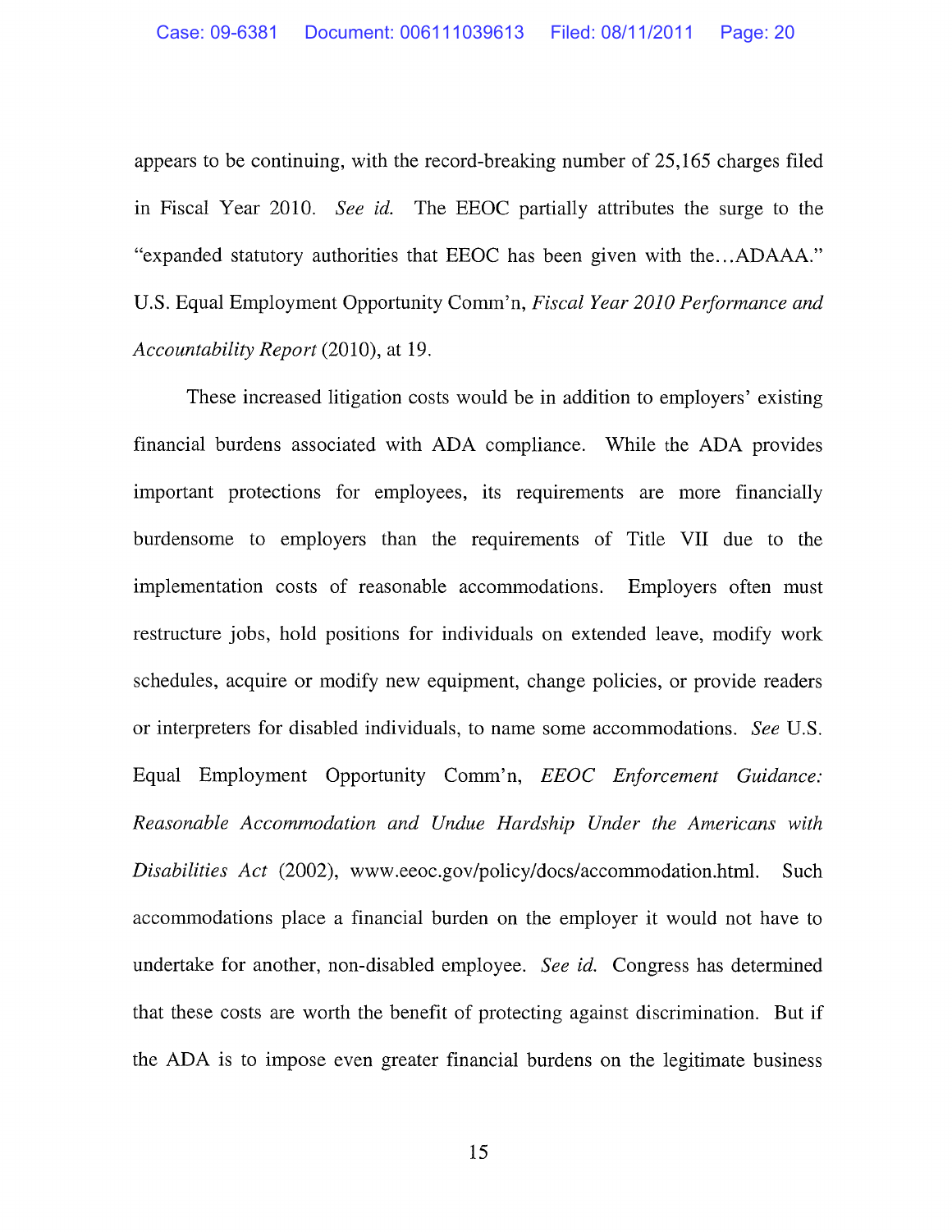appears to be continuing, with the record-breaking number of 25,165 charges filed in Fiscal Year 2010. *See id.* The EEOC partially attributes the surge to the "expanded statutory authorities that EEOC has been given with the…ADAAA." U.S. Equal Employment Opportunity Comm'n, *Fiscal Year 2010 Performance and Accountability Report* (2010), at 19.

These increased litigation costs would be in addition to employers' existing financial burdens associated with ADA compliance. While the ADA provides important protections for employees, its requirements are more financially burdensome to employers than the requirements of Title VII due to the implementation costs of reasonable accommodations. Employers often must restructure jobs, hold positions for individuals on extended leave, modify work schedules, acquire or modify new equipment, change policies, or provide readers or interpreters for disabled individuals, to name some accommodations. *See* U.S. Equal Employment Opportunity Comm'n, *EEOC Enforcement Guidance: Reasonable Accommodation and Undue Hardship Under the Americans with Disabilities Act* (2002), www.eeoc.gov/policy/docs/accommodation.html. Such accommodations place a financial burden on the employer it would not have to undertake for another, non-disabled employee. *See id.* Congress has determined that these costs are worth the benefit of protecting against discrimination. But if the ADA is to impose even greater financial burdens on the legitimate business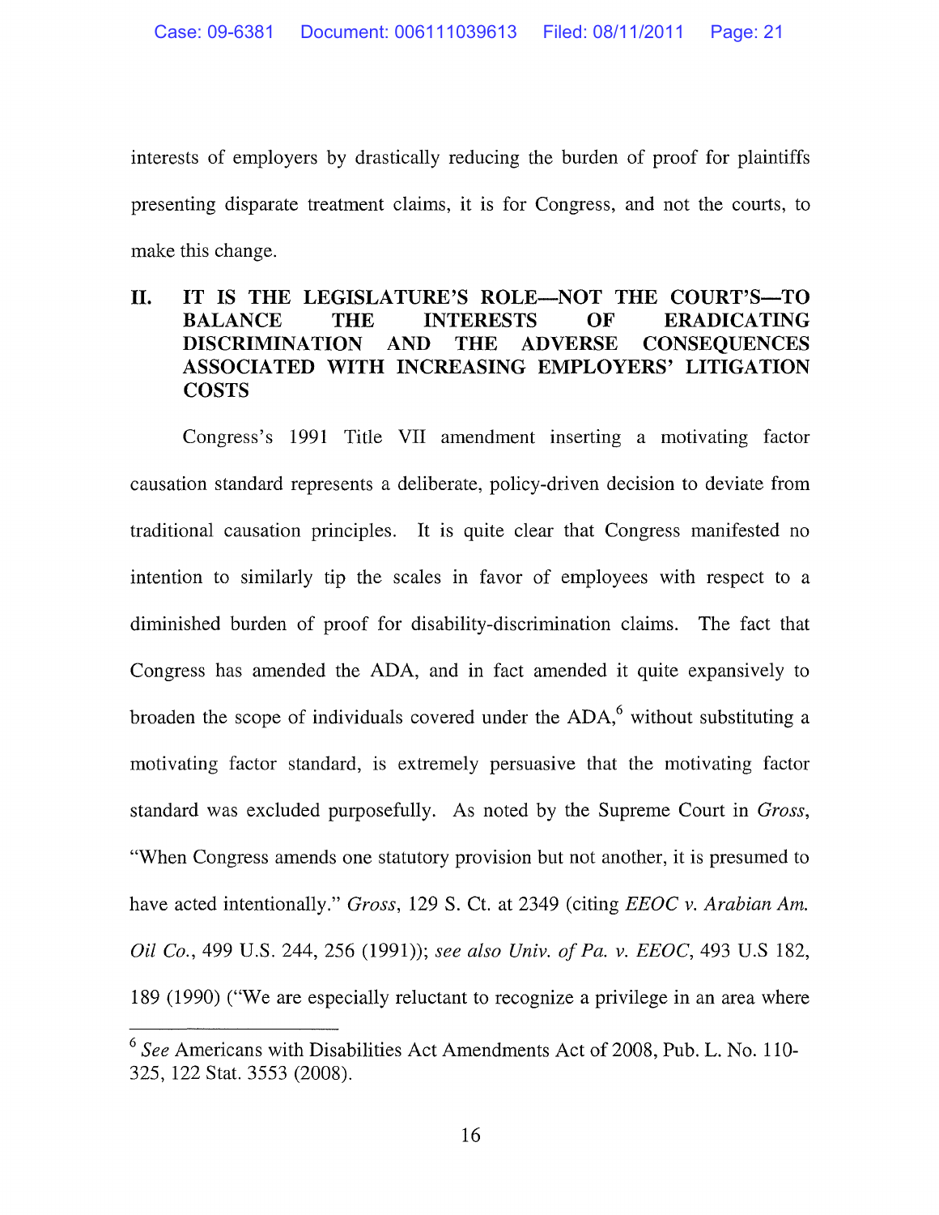interests of employers by drastically reducing the burden of proof for plaintiffs presenting disparate treatment claims, it is for Congress, and not the courts, to make this change.

## II. IT IS THE LEGISLATURE'S ROLE—NOT THE COURT'S—TO BALANCE THE INTERESTS OF ERADICATING DISCRIMINATION AND THE ADVERSE CONSEQUENCES ASSOCIATED WITH INCREASING EMPLOYERS' LITIGATION COSTS

Congress's 1991 Title VII amendment inserting a motivating factor causation standard represents a deliberate, policy-driven decision to deviate from traditional causation principles. It is quite clear that Congress manifested no intention to similarly tip the scales in favor of employees with respect to a diminished burden of proof for disability-discrimination claims. The fact that Congress has amended the ADA, and in fact amended it quite expansively to broaden the scope of individuals covered under the ADA,[6] without substituting a motivating factor standard, is extremely persuasive that the motivating factor standard was excluded purposefully. As noted by the Supreme Court in *Gross*, "When Congress amends one statutory provision but not another, it is presumed to have acted intentionally." *Gross*, 129 S. Ct. at 2349 (citing *EEOC v. Arabian Am. Oil Co.*, 499 U.S. 244, 256 (1991)); *see also Univ. of Pa. v. EEOC*, 493 U.S 182, 189 (1990) ("We are especially reluctant to recognize a privilege in an area where

---

[6] *See* Americans with Disabilities Act Amendments Act of 2008, Pub. L. No. 110-325, 122 Stat. 3553 (2008).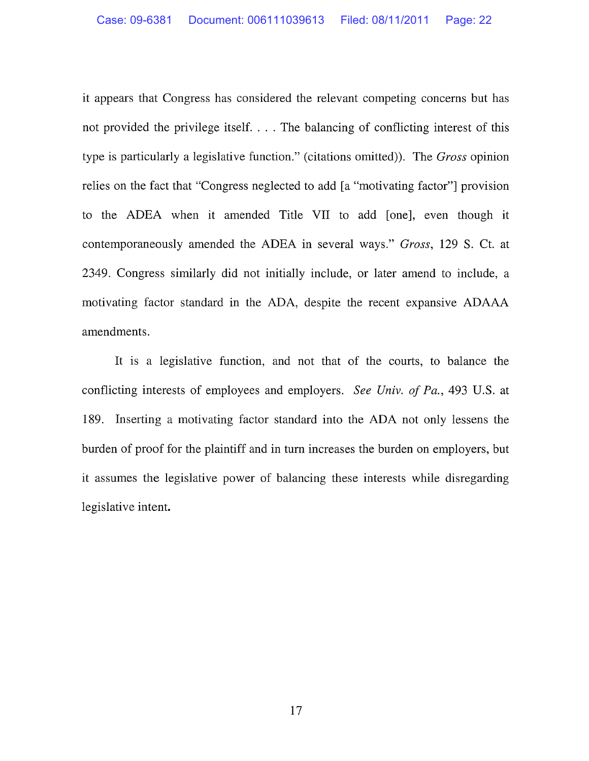it appears that Congress has considered the relevant competing concerns but has not provided the privilege itself. . . . The balancing of conflicting interest of this type is particularly a legislative function." (citations omitted)). The *Gross* opinion relies on the fact that "Congress neglected to add [a "motivating factor"] provision to the ADEA when it amended Title VII to add [one], even though it contemporaneously amended the ADEA in several ways." *Gross*, 129 S. Ct. at 2349. Congress similarly did not initially include, or later amend to include, a motivating factor standard in the ADA, despite the recent expansive ADAAA amendments.

It is a legislative function, and not that of the courts, to balance the conflicting interests of employees and employers. *See Univ. of Pa.*, 493 U.S. at 189. Inserting a motivating factor standard into the ADA not only lessens the burden of proof for the plaintiff and in turn increases the burden on employers, but it assumes the legislative power of balancing these interests while disregarding legislative intent.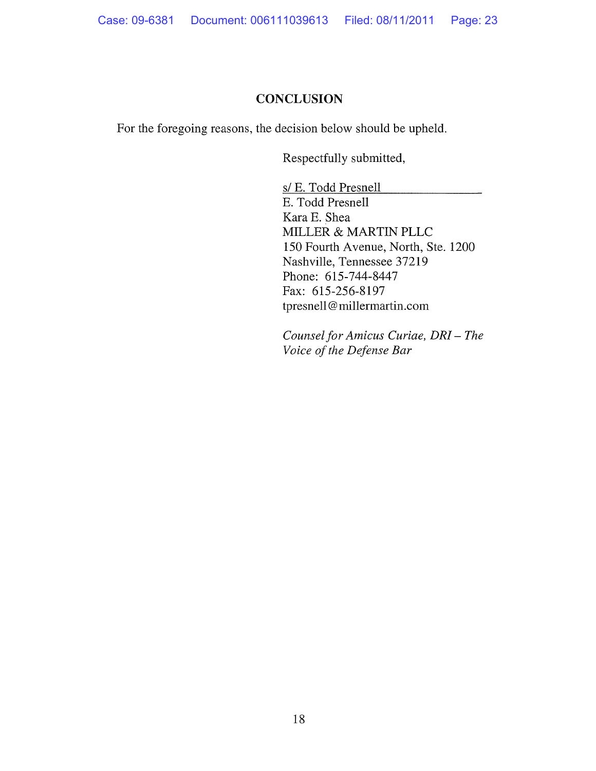## CONCLUSION

For the foregoing reasons, the decision below should be upheld.

Respectfully submitted,

s/ E. Todd Presnell
E. Todd Presnell
Kara E. Shea
MILLER & MARTIN PLLC
150 Fourth Avenue, North, Ste. 1200
Nashville, Tennessee 37219
Phone: 615-744-8447
Fax: 615-256-8197
tpresnell@millermartin.com

*Counsel for Amicus Curiae, DRI – The Voice of the Defense Bar*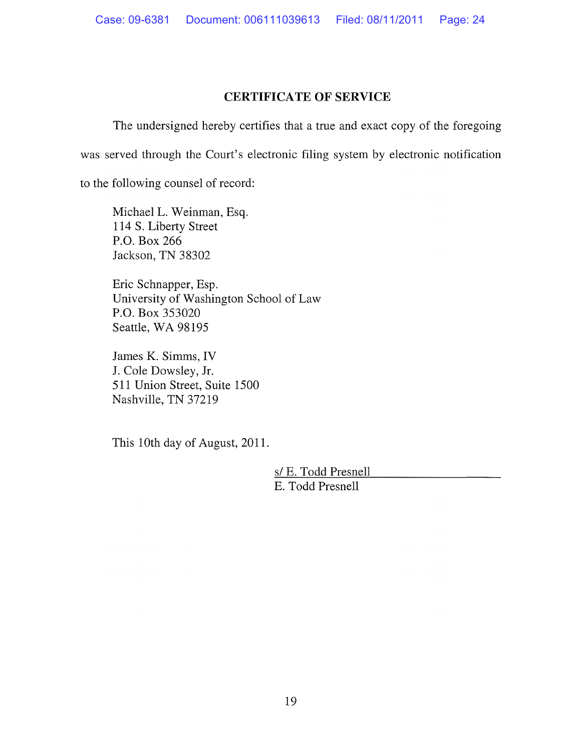## CERTIFICATE OF SERVICE

The undersigned hereby certifies that a true and exact copy of the foregoing was served through the Court's electronic filing system by electronic notification to the following counsel of record:

Michael L. Weinman, Esq.
114 S. Liberty Street
P.O. Box 266
Jackson, TN 38302

Eric Schnapper, Esp.
University of Washington School of Law
P.O. Box 353020
Seattle, WA 98195

James K. Simms, IV
J. Cole Dowsley, Jr.
511 Union Street, Suite 1500
Nashville, TN 37219

This 10th day of August, 2011.

s/ E. Todd Presnell
E. Todd Presnell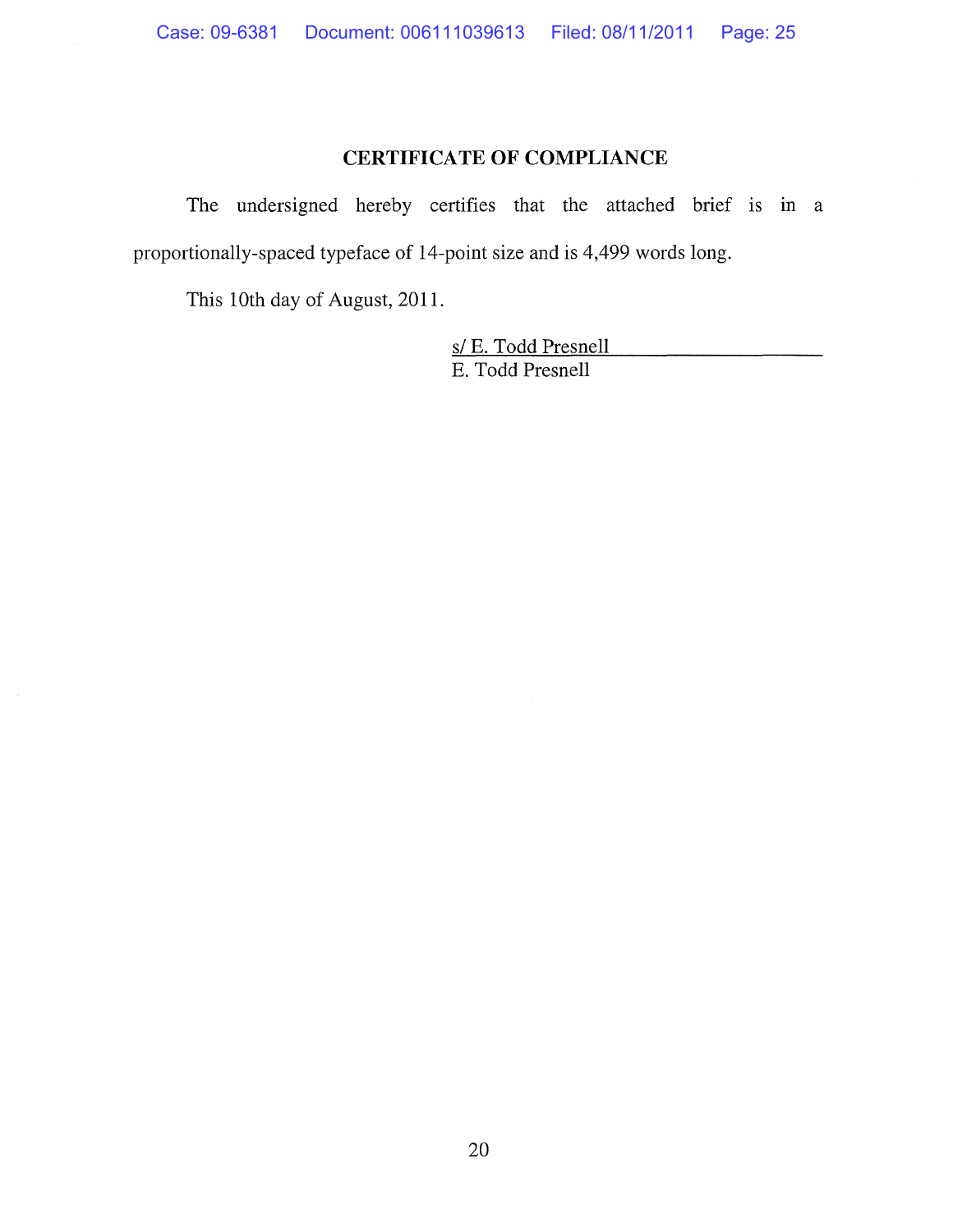## CERTIFICATE OF COMPLIANCE

The undersigned hereby certifies that the attached brief is in a proportionally-spaced typeface of 14-point size and is 4,499 words long.

This 10th day of August, 2011.

s/ E. Todd Presnell
E. Todd Presnell